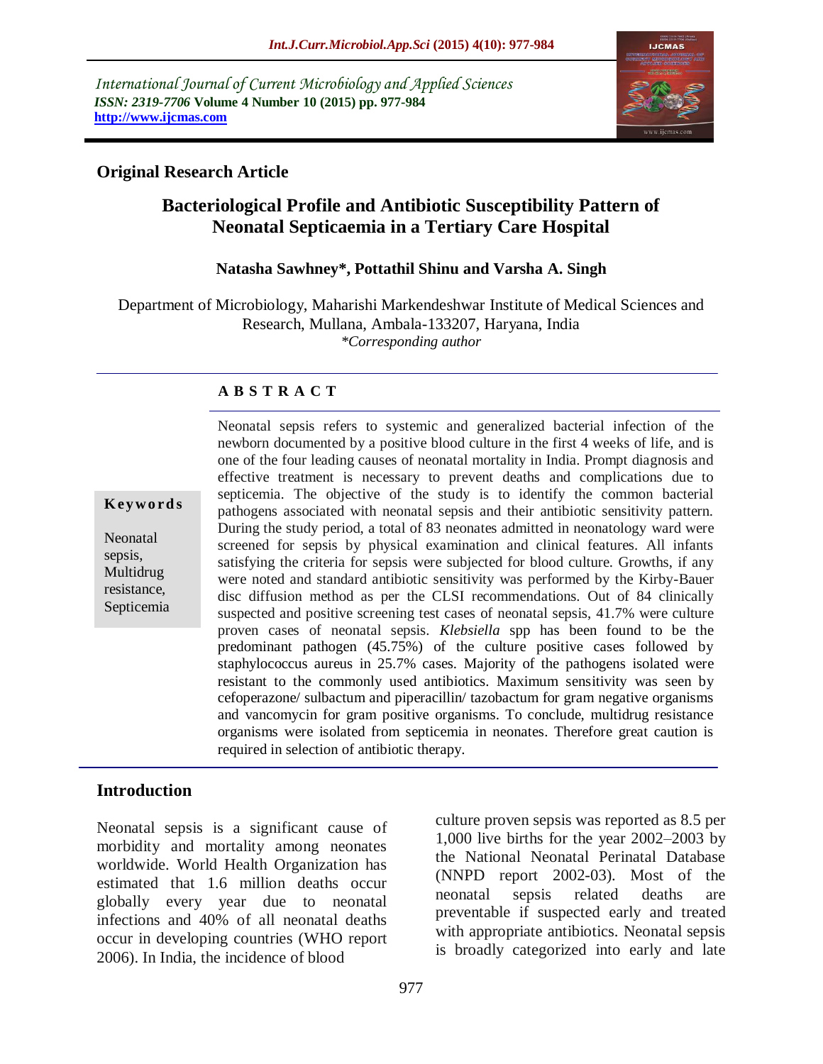International Journal of Current Microbiology and Applied Sciences
*ISSN: 2319-7706* **Volume 4 Number 10 (2015) pp. 977-984**
**http://www.ijcmas.com**

## Original Research Article

# Bacteriological Profile and Antibiotic Susceptibility Pattern of Neonatal Septicaemia in a Tertiary Care Hospital

**Natasha Sawhney\*, Pottathil Shinu and Varsha A. Singh**

Department of Microbiology, Maharishi Markendeshwar Institute of Medical Sciences and Research, Mullana, Ambala-133207, Haryana, India
*\*Corresponding author*

### A B S T R A C T

**Keywords**

Neonatal sepsis, Multidrug resistance, Septicemia

Neonatal sepsis refers to systemic and generalized bacterial infection of the newborn documented by a positive blood culture in the first 4 weeks of life, and is one of the four leading causes of neonatal mortality in India. Prompt diagnosis and effective treatment is necessary to prevent deaths and complications due to septicemia. The objective of the study is to identify the common bacterial pathogens associated with neonatal sepsis and their antibiotic sensitivity pattern. During the study period, a total of 83 neonates admitted in neonatology ward were screened for sepsis by physical examination and clinical features. All infants satisfying the criteria for sepsis were subjected for blood culture. Growths, if any were noted and standard antibiotic sensitivity was performed by the Kirby-Bauer disc diffusion method as per the CLSI recommendations. Out of 84 clinically suspected and positive screening test cases of neonatal sepsis, 41.7% were culture proven cases of neonatal sepsis. *Klebsiella* spp has been found to be the predominant pathogen (45.75%) of the culture positive cases followed by staphylococcus aureus in 25.7% cases. Majority of the pathogens isolated were resistant to the commonly used antibiotics. Maximum sensitivity was seen by cefoperazone/ sulbactum and piperacillin/ tazobactum for gram negative organisms and vancomycin for gram positive organisms. To conclude, multidrug resistance organisms were isolated from septicemia in neonates. Therefore great caution is required in selection of antibiotic therapy.

## Introduction

Neonatal sepsis is a significant cause of morbidity and mortality among neonates worldwide. World Health Organization has estimated that 1.6 million deaths occur globally every year due to neonatal infections and 40% of all neonatal deaths occur in developing countries (WHO report 2006). In India, the incidence of blood culture proven sepsis was reported as 8.5 per 1,000 live births for the year 2002–2003 by the National Neonatal Perinatal Database (NNPD report 2002-03). Most of the neonatal sepsis related deaths are preventable if suspected early and treated with appropriate antibiotics. Neonatal sepsis is broadly categorized into early and late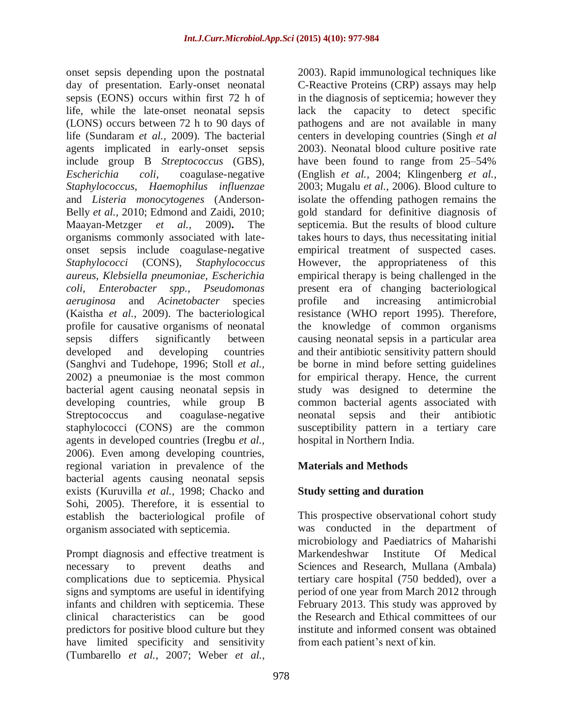onset sepsis depending upon the postnatal day of presentation. Early-onset neonatal sepsis (EONS) occurs within first 72 h of life, while the late-onset neonatal sepsis (LONS) occurs between 72 h to 90 days of life (Sundaram *et al.,* 2009). The bacterial agents implicated in early-onset sepsis include group B *Streptococcus* (GBS), *Escherichia coli*, coagulase-negative *Staphylococcus*, *Haemophilus influenzae* and *Listeria monocytogenes* (Anderson-Belly *et al.,* 2010; Edmond and Zaidi, 2010; Maayan-Metzger *et al.,* 2009)**.** The organisms commonly associated with late-onset sepsis include coagulase-negative *Staphylococci* (CONS), *Staphylococcus aureus, Klebsiella pneumoniae, Escherichia coli, Enterobacter spp., Pseudomonas aeruginosa* and *Acinetobacter* species (Kaistha *et al.,* 2009). The bacteriological profile for causative organisms of neonatal sepsis differs significantly between developed and developing countries (Sanghvi and Tudehope, 1996; Stoll *et al.,* 2002) a pneumoniae is the most common bacterial agent causing neonatal sepsis in developing countries, while group B Streptococcus and coagulase-negative staphylococci (CONS) are the common agents in developed countries (Iregbu *et al.,* 2006). Even among developing countries, regional variation in prevalence of the bacterial agents causing neonatal sepsis exists (Kuruvilla *et al.,* 1998; Chacko and Sohi, 2005). Therefore, it is essential to establish the bacteriological profile of organism associated with septicemia.

Prompt diagnosis and effective treatment is necessary to prevent deaths and complications due to septicemia. Physical signs and symptoms are useful in identifying infants and children with septicemia. These clinical characteristics can be good predictors for positive blood culture but they have limited specificity and sensitivity (Tumbarello *et al.,* 2007; Weber *et al.,* 2003). Rapid immunological techniques like C-Reactive Proteins (CRP) assays may help in the diagnosis of septicemia; however they lack the capacity to detect specific pathogens and are not available in many centers in developing countries (Singh *et al* 2003). Neonatal blood culture positive rate have been found to range from 25–54% (English *et al.,* 2004; Klingenberg *et al.,* 2003; Mugalu *et al.,* 2006). Blood culture to isolate the offending pathogen remains the gold standard for definitive diagnosis of septicemia. But the results of blood culture takes hours to days, thus necessitating initial empirical treatment of suspected cases. However, the appropriateness of this empirical therapy is being challenged in the present era of changing bacteriological profile and increasing antimicrobial resistance (WHO report 1995). Therefore, the knowledge of common organisms causing neonatal sepsis in a particular area and their antibiotic sensitivity pattern should be borne in mind before setting guidelines for empirical therapy. Hence, the current study was designed to determine the common bacterial agents associated with neonatal sepsis and their antibiotic susceptibility pattern in a tertiary care hospital in Northern India.

## Materials and Methods

### Study setting and duration

This prospective observational cohort study was conducted in the department of microbiology and Paediatrics of Maharishi Markendeshwar Institute Of Medical Sciences and Research, Mullana (Ambala) tertiary care hospital (750 bedded), over a period of one year from March 2012 through February 2013. This study was approved by the Research and Ethical committees of our institute and informed consent was obtained from each patient's next of kin.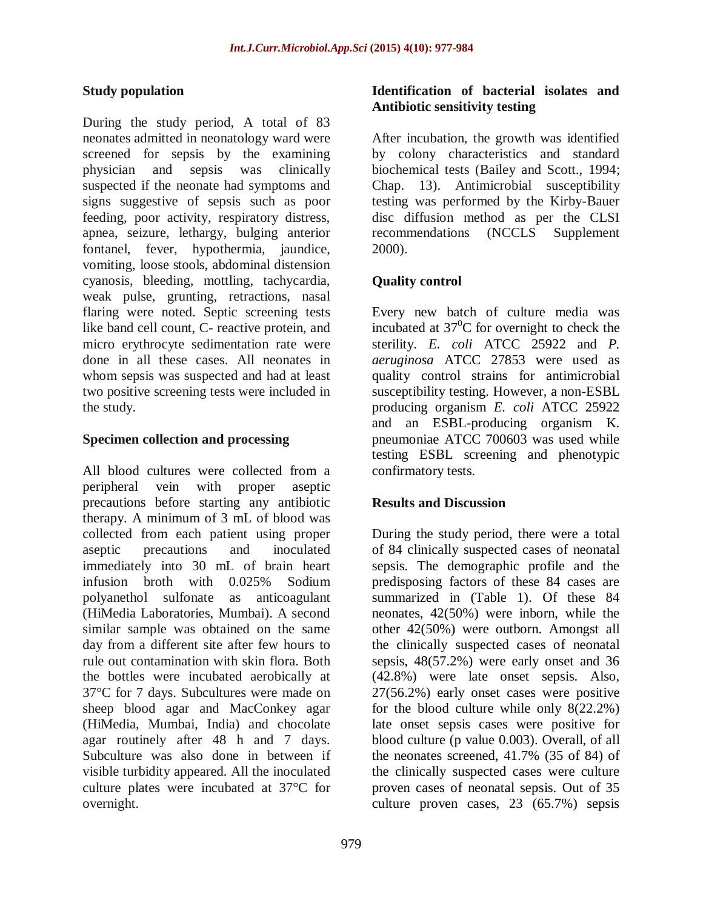### Study population

During the study period, A total of 83 neonates admitted in neonatology ward were screened for sepsis by the examining physician and sepsis was clinically suspected if the neonate had symptoms and signs suggestive of sepsis such as poor feeding, poor activity, respiratory distress, apnea, seizure, lethargy, bulging anterior fontanel, fever, hypothermia, jaundice, vomiting, loose stools, abdominal distension cyanosis, bleeding, mottling, tachycardia, weak pulse, grunting, retractions, nasal flaring were noted. Septic screening tests like band cell count, C- reactive protein, and micro erythrocyte sedimentation rate were done in all these cases. All neonates in whom sepsis was suspected and had at least two positive screening tests were included in the study.

### Specimen collection and processing

All blood cultures were collected from a peripheral vein with proper aseptic precautions before starting any antibiotic therapy. A minimum of 3 mL of blood was collected from each patient using proper aseptic precautions and inoculated immediately into 30 mL of brain heart infusion broth with 0.025% Sodium polyanethol sulfonate as anticoagulant (HiMedia Laboratories, Mumbai). A second similar sample was obtained on the same day from a different site after few hours to rule out contamination with skin flora. Both the bottles were incubated aerobically at 37°C for 7 days. Subcultures were made on sheep blood agar and MacConkey agar (HiMedia, Mumbai, India) and chocolate agar routinely after 48 h and 7 days. Subculture was also done in between if visible turbidity appeared. All the inoculated culture plates were incubated at 37°C for overnight.

### Identification of bacterial isolates and Antibiotic sensitivity testing

After incubation, the growth was identified by colony characteristics and standard biochemical tests (Bailey and Scott., 1994; Chap. 13). Antimicrobial susceptibility testing was performed by the Kirby-Bauer disc diffusion method as per the CLSI recommendations (NCCLS Supplement 2000).

### Quality control

Every new batch of culture media was incubated at $37^0$C for overnight to check the sterility. *E. coli* ATCC 25922 and *P. aeruginosa* ATCC 27853 were used as quality control strains for antimicrobial susceptibility testing. However, a non-ESBL producing organism *E. coli* ATCC 25922 and an ESBL-producing organism K. pneumoniae ATCC 700603 was used while testing ESBL screening and phenotypic confirmatory tests.

## Results and Discussion

During the study period, there were a total of 84 clinically suspected cases of neonatal sepsis. The demographic profile and the predisposing factors of these 84 cases are summarized in (Table 1). Of these 84 neonates, 42(50%) were inborn, while the other 42(50%) were outborn. Amongst all the clinically suspected cases of neonatal sepsis, 48(57.2%) were early onset and 36 (42.8%) were late onset sepsis. Also, 27(56.2%) early onset cases were positive for the blood culture while only 8(22.2%) late onset sepsis cases were positive for blood culture (p value 0.003). Overall, of all the neonates screened, 41.7% (35 of 84) of the clinically suspected cases were culture proven cases of neonatal sepsis. Out of 35 culture proven cases, 23 (65.7%) sepsis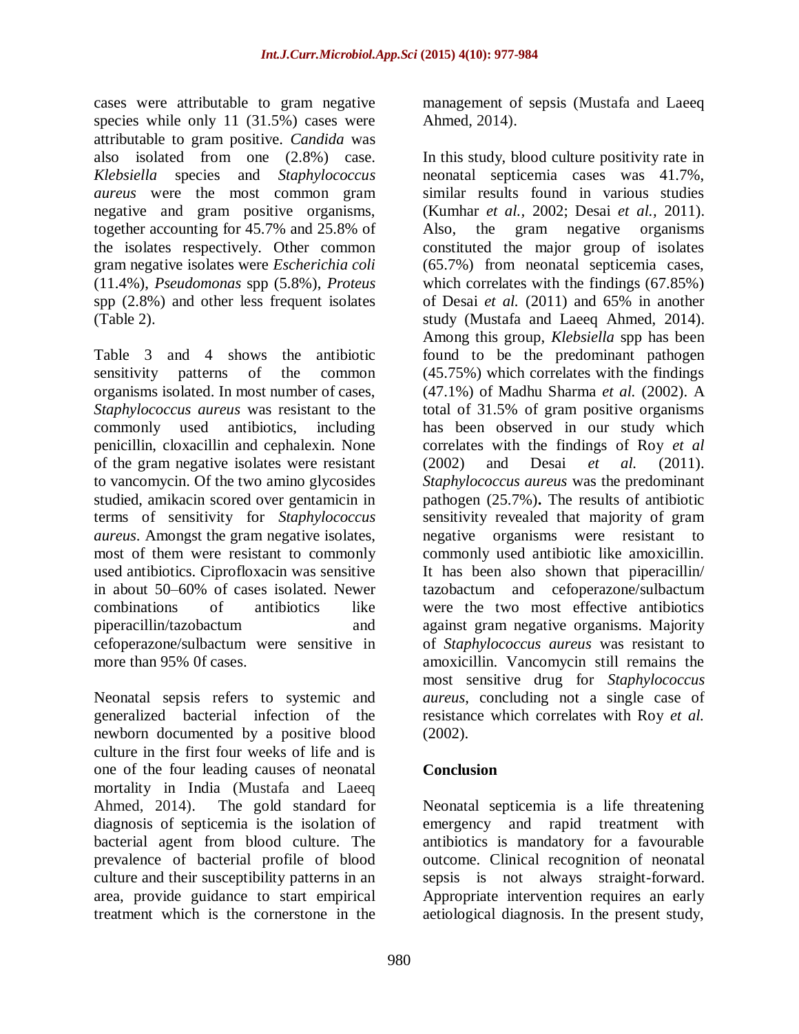cases were attributable to gram negative species while only 11 (31.5%) cases were attributable to gram positive. *Candida* was also isolated from one (2.8%) case. *Klebsiella* species and *Staphylococcus aureus* were the most common gram negative and gram positive organisms, together accounting for 45.7% and 25.8% of the isolates respectively. Other common gram negative isolates were *Escherichia coli* (11.4%), *Pseudomonas* spp (5.8%), *Proteus* spp (2.8%) and other less frequent isolates (Table 2).

Table 3 and 4 shows the antibiotic sensitivity patterns of the common organisms isolated. In most number of cases, *Staphylococcus aureus* was resistant to the commonly used antibiotics, including penicillin, cloxacillin and cephalexin. None of the gram negative isolates were resistant to vancomycin. Of the two amino glycosides studied, amikacin scored over gentamicin in terms of sensitivity for *Staphylococcus aureus*. Amongst the gram negative isolates, most of them were resistant to commonly used antibiotics. Ciprofloxacin was sensitive in about 50–60% of cases isolated. Newer combinations of antibiotics like piperacillin/tazobactum and cefoperazone/sulbactum were sensitive in more than 95% 0f cases.

Neonatal sepsis refers to systemic and generalized bacterial infection of the newborn documented by a positive blood culture in the first four weeks of life and is one of the four leading causes of neonatal mortality in India (Mustafa and Laeeq Ahmed, 2014). The gold standard for diagnosis of septicemia is the isolation of bacterial agent from blood culture. The prevalence of bacterial profile of blood culture and their susceptibility patterns in an area, provide guidance to start empirical treatment which is the cornerstone in the management of sepsis (Mustafa and Laeeq Ahmed, 2014).

In this study, blood culture positivity rate in neonatal septicemia cases was 41.7%, similar results found in various studies (Kumhar *et al.,* 2002; Desai *et al.,* 2011). Also, the gram negative organisms constituted the major group of isolates (65.7%) from neonatal septicemia cases, which correlates with the findings (67.85%) of Desai *et al.* (2011) and 65% in another study (Mustafa and Laeeq Ahmed, 2014). Among this group, *Klebsiella* spp has been found to be the predominant pathogen (45.75%) which correlates with the findings (47.1%) of Madhu Sharma *et al.* (2002). A total of 31.5% of gram positive organisms has been observed in our study which correlates with the findings of Roy *et al* (2002) and Desai *et al.* (2011). *Staphylococcus aureus* was the predominant pathogen (25.7%)**.** The results of antibiotic sensitivity revealed that majority of gram negative organisms were resistant to commonly used antibiotic like amoxicillin. It has been also shown that piperacillin/ tazobactum and cefoperazone/sulbactum were the two most effective antibiotics against gram negative organisms. Majority of *Staphylococcus aureus* was resistant to amoxicillin. Vancomycin still remains the most sensitive drug for *Staphylococcus aureus*, concluding not a single case of resistance which correlates with Roy *et al.* (2002).

## Conclusion

Neonatal septicemia is a life threatening emergency and rapid treatment with antibiotics is mandatory for a favourable outcome. Clinical recognition of neonatal sepsis is not always straight-forward. Appropriate intervention requires an early aetiological diagnosis. In the present study,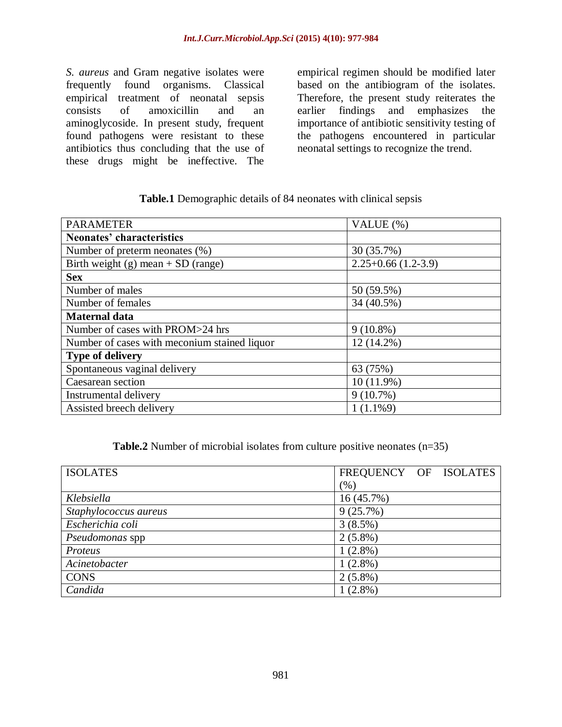*S. aureus* and Gram negative isolates were frequently found organisms. Classical empirical treatment of neonatal sepsis consists of amoxicillin and an aminoglycoside. In present study, frequent found pathogens were resistant to these antibiotics thus concluding that the use of these drugs might be ineffective. The empirical regimen should be modified later based on the antibiogram of the isolates. Therefore, the present study reiterates the earlier findings and emphasizes the importance of antibiotic sensitivity testing of the pathogens encountered in particular neonatal settings to recognize the trend.

**Table.1** Demographic details of 84 neonates with clinical sepsis

| PARAMETER | VALUE (%) |
|---|---|
| **Neonates' characteristics** | |
| Number of preterm neonates (%) | 30 (35.7%) |
| Birth weight (g) mean + SD (range) | 2.25+0.66 (1.2-3.9) |
| **Sex** | |
| Number of males | 50 (59.5%) |
| Number of females | 34 (40.5%) |
| **Maternal data** | |
| Number of cases with PROM>24 hrs | 9 (10.8%) |
| Number of cases with meconium stained liquor | 12 (14.2%) |
| **Type of delivery** | |
| Spontaneous vaginal delivery | 63 (75%) |
| Caesarean section | 10 (11.9%) |
| Instrumental delivery | 9 (10.7%) |
| Assisted breech delivery | 1 (1.1%9) |

**Table.2** Number of microbial isolates from culture positive neonates (n=35)

| ISOLATES | FREQUENCY OF ISOLATES (%) |
|---|---|
| *Klebsiella* | 16 (45.7%) |
| *Staphylococcus aureus* | 9 (25.7%) |
| *Escherichia coli* | 3 (8.5%) |
| *Pseudomonas* spp | 2 (5.8%) |
| *Proteus* | 1 (2.8%) |
| *Acinetobacter* | 1 (2.8%) |
| CONS | 2 (5.8%) |
| *Candida* | 1 (2.8%) |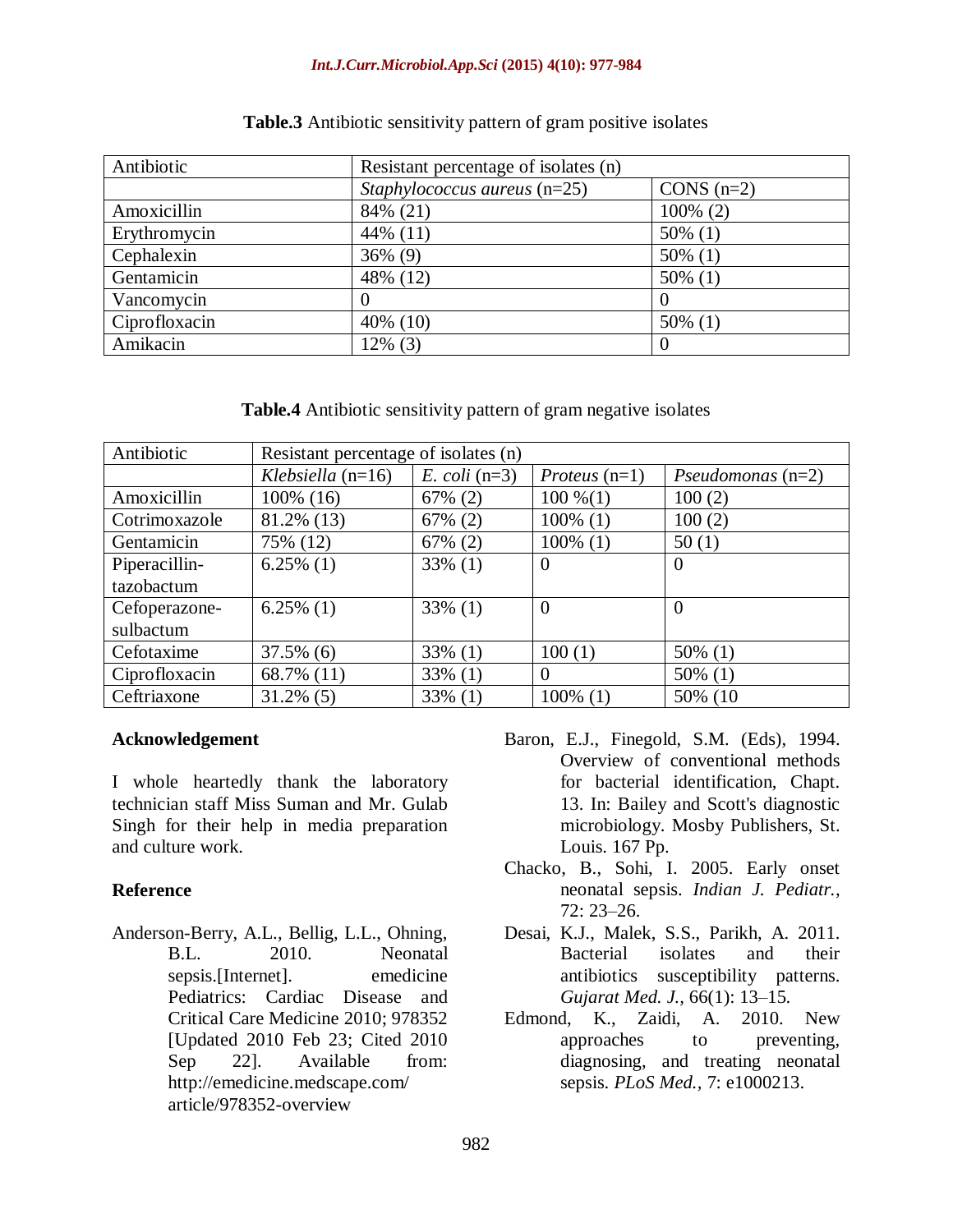**Table.3** Antibiotic sensitivity pattern of gram positive isolates

| Antibiotic | Resistant percentage of isolates (n) | |
|---|---|---|
| | *Staphylococcus aureus* (n=25) | CONS (n=2) |
| Amoxicillin | 84% (21) | 100% (2) |
| Erythromycin | 44% (11) | 50% (1) |
| Cephalexin | 36% (9) | 50% (1) |
| Gentamicin | 48% (12) | 50% (1) |
| Vancomycin | 0 | 0 |
| Ciprofloxacin | 40% (10) | 50% (1) |
| Amikacin | 12% (3) | 0 |

**Table.4** Antibiotic sensitivity pattern of gram negative isolates

| Antibiotic | Resistant percentage of isolates (n) | | | |
|---|---|---|---|---|
| | *Klebsiella* (n=16) | *E. coli* (n=3) | *Proteus* (n=1) | *Pseudomonas* (n=2) |
| Amoxicillin | 100% (16) | 67% (2) | 100 %(1) | 100 (2) |
| Cotrimoxazole | 81.2% (13) | 67% (2) | 100% (1) | 100 (2) |
| Gentamicin | 75% (12) | 67% (2) | 100% (1) | 50 (1) |
| Piperacillin-tazobactum | 6.25% (1) | 33% (1) | 0 | 0 |
| Cefoperazone-sulbactum | 6.25% (1) | 33% (1) | 0 | 0 |
| Cefotaxime | 37.5% (6) | 33% (1) | 100 (1) | 50% (1) |
| Ciprofloxacin | 68.7% (11) | 33% (1) | 0 | 50% (1) |
| Ceftriaxone | 31.2% (5) | 33% (1) | 100% (1) | 50% (10 |

## Acknowledgement

I whole heartedly thank the laboratory technician staff Miss Suman and Mr. Gulab Singh for their help in media preparation and culture work.

## Reference

Anderson-Berry, A.L., Bellig, L.L., Ohning, B.L. 2010. Neonatal sepsis.[Internet]. emedicine Pediatrics: Cardiac Disease and Critical Care Medicine 2010; 978352 [Updated 2010 Feb 23; Cited 2010 Sep 22]. Available from: http://emedicine.medscape.com/article/978352-overview

Baron, E.J., Finegold, S.M. (Eds), 1994. Overview of conventional methods for bacterial identification, Chapt. 13. In: Bailey and Scott's diagnostic microbiology. Mosby Publishers, St. Louis. 167 Pp.

Chacko, B., Sohi, I. 2005. Early onset neonatal sepsis. *Indian J. Pediatr.,* 72: 23–26.

Desai, K.J., Malek, S.S., Parikh, A. 2011. Bacterial isolates and their antibiotics susceptibility patterns. *Gujarat Med. J.,* 66(1): 13–15.

Edmond, K., Zaidi, A. 2010. New approaches to preventing, diagnosing, and treating neonatal sepsis. *PLoS Med.,* 7: e1000213.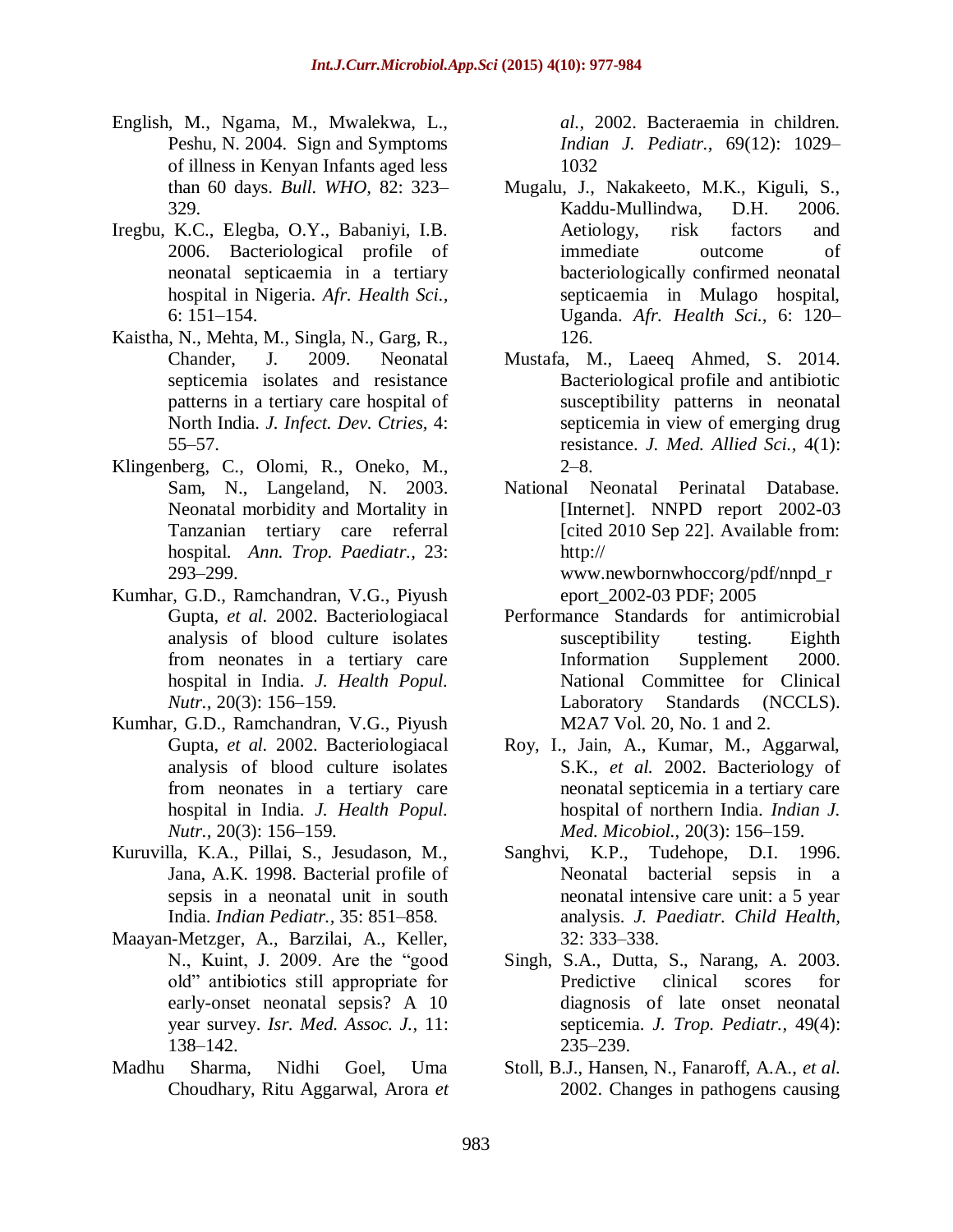English, M., Ngama, M., Mwalekwa, L., Peshu, N. 2004. Sign and Symptoms of illness in Kenyan Infants aged less than 60 days. *Bull. WHO,* 82: 323–329.

Iregbu, K.C., Elegba, O.Y., Babaniyi, I.B. 2006. Bacteriological profile of neonatal septicaemia in a tertiary hospital in Nigeria. *Afr. Health Sci.,* 6: 151–154.

Kaistha, N., Mehta, M., Singla, N., Garg, R., Chander, J. 2009. Neonatal septicemia isolates and resistance patterns in a tertiary care hospital of North India. *J. Infect. Dev. Ctries,* 4: 55–57.

Klingenberg, C., Olomi, R., Oneko, M., Sam, N., Langeland, N. 2003. Neonatal morbidity and Mortality in Tanzanian tertiary care referral hospital. *Ann. Trop. Paediatr.,* 23: 293–299.

Kumhar, G.D., Ramchandran, V.G., Piyush Gupta, *et al.* 2002. Bacteriologiacal analysis of blood culture isolates from neonates in a tertiary care hospital in India. *J. Health Popul. Nutr.,* 20(3): 156–159.

Kumhar, G.D., Ramchandran, V.G., Piyush Gupta, *et al.* 2002. Bacteriologiacal analysis of blood culture isolates from neonates in a tertiary care hospital in India. *J. Health Popul. Nutr.,* 20(3): 156–159.

Kuruvilla, K.A., Pillai, S., Jesudason, M., Jana, A.K. 1998. Bacterial profile of sepsis in a neonatal unit in south India. *Indian Pediatr.,* 35: 851–858.

Maayan-Metzger, A., Barzilai, A., Keller, N., Kuint, J. 2009. Are the "good old" antibiotics still appropriate for early-onset neonatal sepsis? A 10 year survey. *Isr. Med. Assoc. J.,* 11: 138–142.

Madhu Sharma, Nidhi Goel, Uma Choudhary, Ritu Aggarwal, Arora *et al.,* 2002. Bacteraemia in children. *Indian J. Pediatr.,* 69(12): 1029–1032

Mugalu, J., Nakakeeto, M.K., Kiguli, S., Kaddu-Mullindwa, D.H. 2006. Aetiology, risk factors and immediate outcome of bacteriologically confirmed neonatal septicaemia in Mulago hospital, Uganda. *Afr. Health Sci.,* 6: 120–126.

Mustafa, M., Laeeq Ahmed, S. 2014. Bacteriological profile and antibiotic susceptibility patterns in neonatal septicemia in view of emerging drug resistance. *J. Med. Allied Sci.,* 4(1): 2–8.

National Neonatal Perinatal Database. [Internet]. NNPD report 2002-03 [cited 2010 Sep 22]. Available from: http:// www.newbornwhoccorg/pdf/nnpd_report_2002-03 PDF; 2005

Performance Standards for antimicrobial susceptibility testing. Eighth Information Supplement 2000. National Committee for Clinical Laboratory Standards (NCCLS). M2A7 Vol. 20, No. 1 and 2.

Roy, I., Jain, A., Kumar, M., Aggarwal, S.K., *et al.* 2002. Bacteriology of neonatal septicemia in a tertiary care hospital of northern India. *Indian J. Med. Micobiol.,* 20(3): 156–159.

Sanghvi, K.P., Tudehope, D.I. 1996. Neonatal bacterial sepsis in a neonatal intensive care unit: a 5 year analysis. *J. Paediatr. Child Health,* 32: 333–338.

Singh, S.A., Dutta, S., Narang, A. 2003. Predictive clinical scores for diagnosis of late onset neonatal septicemia. *J. Trop. Pediatr.,* 49(4): 235–239.

Stoll, B.J., Hansen, N., Fanaroff, A.A., *et al.* 2002. Changes in pathogens causing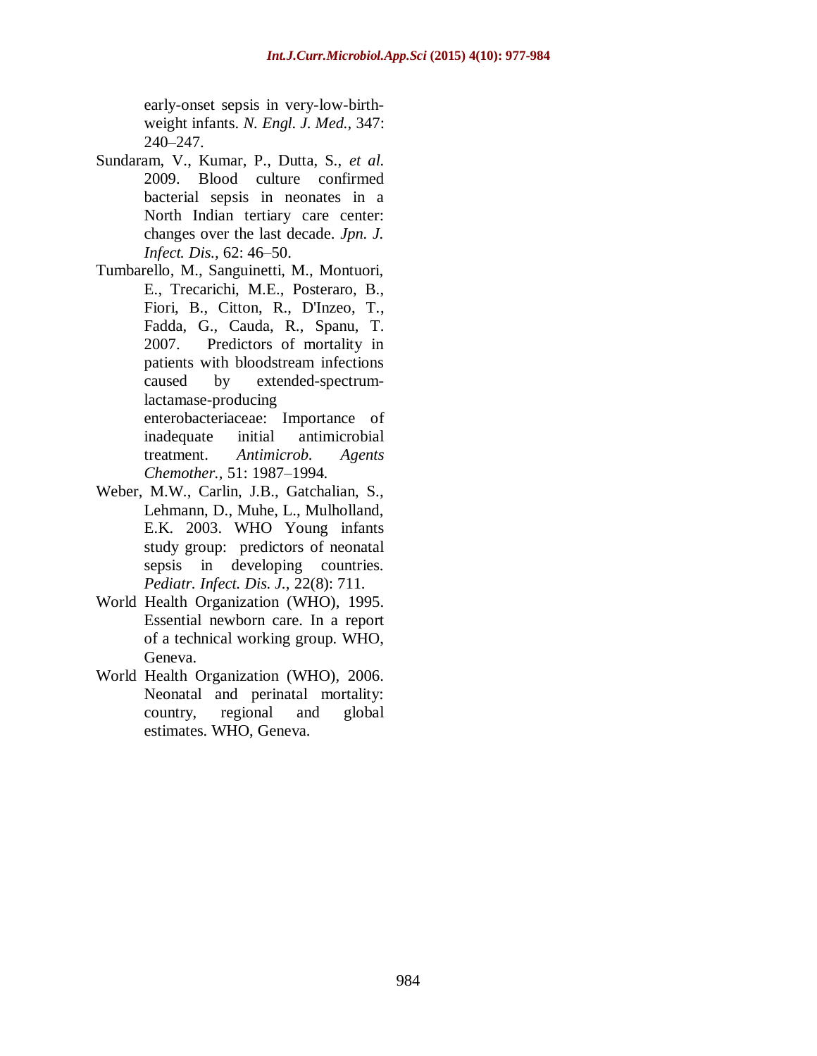early-onset sepsis in very-low-birth-weight infants. *N. Engl. J. Med.,* 347: 240–247.

Sundaram, V., Kumar, P., Dutta, S., *et al.* 2009. Blood culture confirmed bacterial sepsis in neonates in a North Indian tertiary care center: changes over the last decade. *Jpn. J. Infect. Dis.,* 62: 46–50.

Tumbarello, M., Sanguinetti, M., Montuori, E., Trecarichi, M.E., Posteraro, B., Fiori, B., Citton, R., D'Inzeo, T., Fadda, G., Cauda, R., Spanu, T. 2007. Predictors of mortality in patients with bloodstream infections caused by extended-spectrum-lactamase-producing enterobacteriaceae: Importance of inadequate initial antimicrobial treatment. *Antimicrob. Agents Chemother.,* 51: 1987–1994.

Weber, M.W., Carlin, J.B., Gatchalian, S., Lehmann, D., Muhe, L., Mulholland, E.K. 2003. WHO Young infants study group: predictors of neonatal sepsis in developing countries. *Pediatr. Infect. Dis. J.,* 22(8): 711.

World Health Organization (WHO), 1995. Essential newborn care. In a report of a technical working group. WHO, Geneva.

World Health Organization (WHO), 2006. Neonatal and perinatal mortality: country, regional and global estimates. WHO, Geneva.